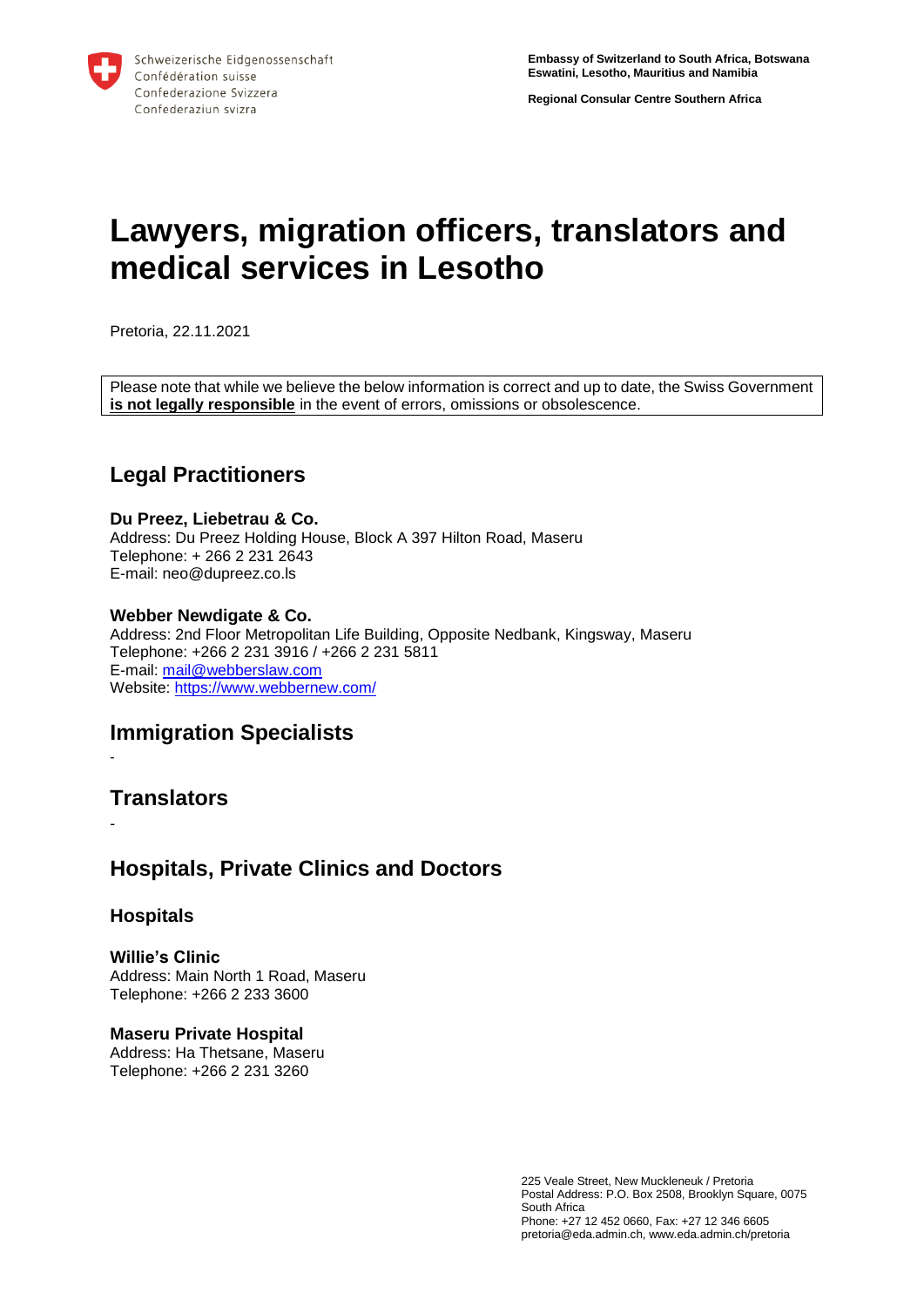Schweizerische Eidgenossenschaft
Confédération suisse
Confederazione Svizzera
Confederaziun svizra

**Embassy of Switzerland to South Africa, Botswana Eswatini, Lesotho, Mauritius and Namibia**

**Regional Consular Centre Southern Africa**

# Lawyers, migration officers, translators and medical services in Lesotho

Pretoria, 22.11.2021

Please note that while we believe the below information is correct and up to date, the Swiss Government **is not legally responsible** in the event of errors, omissions or obsolescence.

## Legal Practitioners

**Du Preez, Liebetrau & Co.**
Address: Du Preez Holding House, Block A 397 Hilton Road, Maseru
Telephone: + 266 2 231 2643
E-mail: neo@dupreez.co.ls

**Webber Newdigate & Co.**
Address: 2nd Floor Metropolitan Life Building, Opposite Nedbank, Kingsway, Maseru
Telephone: +266 2 231 3916 / +266 2 231 5811
E-mail: mail@webberslaw.com
Website: https://www.webbernew.com/

## Immigration Specialists

-

## Translators

-

## Hospitals, Private Clinics and Doctors

### Hospitals

**Willie's Clinic**
Address: Main North 1 Road, Maseru
Telephone: +266 2 233 3600

**Maseru Private Hospital**
Address: Ha Thetsane, Maseru
Telephone: +266 2 231 3260

225 Veale Street, New Muckleneuk / Pretoria
Postal Address: P.O. Box 2508, Brooklyn Square, 0075
South Africa
Phone: +27 12 452 0660, Fax: +27 12 346 6605
pretoria@eda.admin.ch, www.eda.admin.ch/pretoria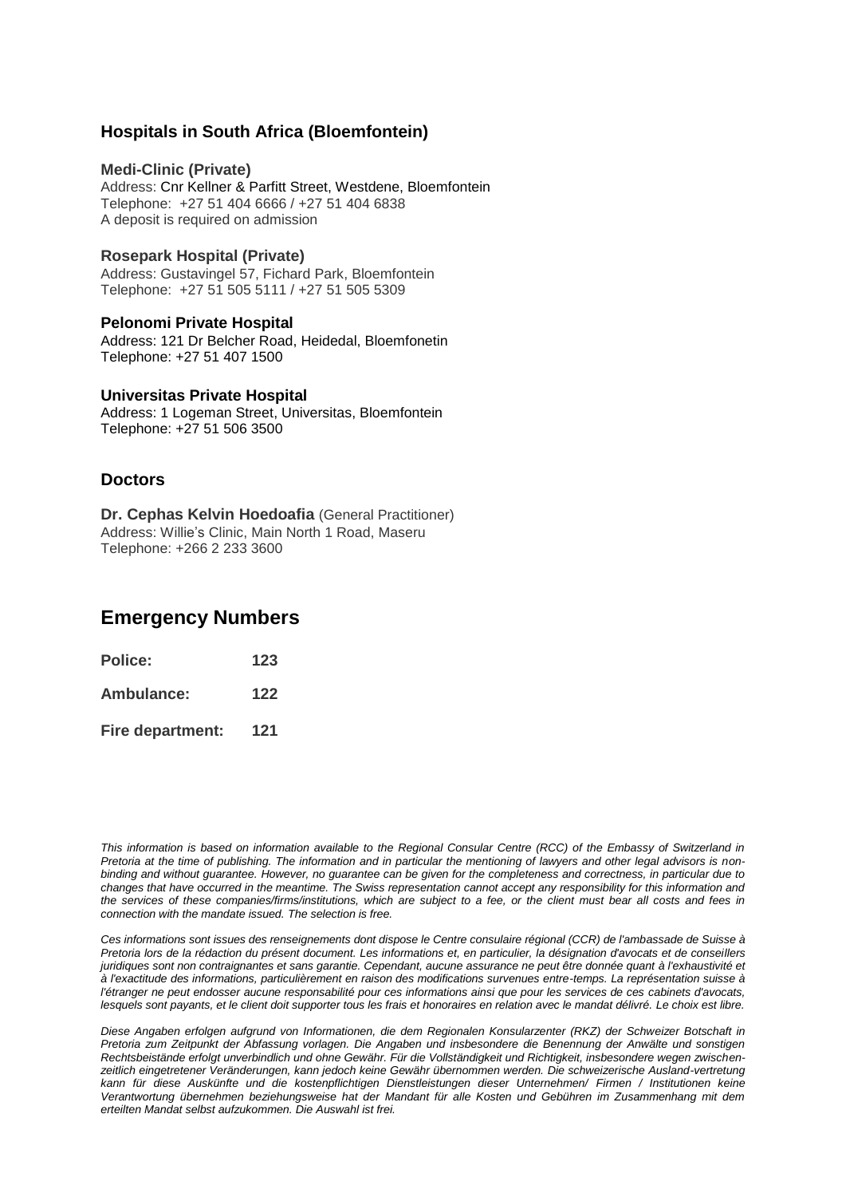## Hospitals in South Africa (Bloemfontein)

**Medi-Clinic (Private)**
Address: Cnr Kellner & Parfitt Street, Westdene, Bloemfontein
Telephone: +27 51 404 6666 / +27 51 404 6838
A deposit is required on admission

**Rosepark Hospital (Private)**
Address: Gustavingel 57, Fichard Park, Bloemfontein
Telephone: +27 51 505 5111 / +27 51 505 5309

**Pelonomi Private Hospital**
Address: 121 Dr Belcher Road, Heidedal, Bloemfonetin
Telephone: +27 51 407 1500

**Universitas Private Hospital**
Address: 1 Logeman Street, Universitas, Bloemfontein
Telephone: +27 51 506 3500

## Doctors

**Dr. Cephas Kelvin Hoedoafia** (General Practitioner)
Address: Willie's Clinic, Main North 1 Road, Maseru
Telephone: +266 2 233 3600

# Emergency Numbers

| | |
|---|---|
| **Police:** | **123** |
| **Ambulance:** | **122** |
| **Fire department:** | **121** |

*This information is based on information available to the Regional Consular Centre (RCC) of the Embassy of Switzerland in Pretoria at the time of publishing. The information and in particular the mentioning of lawyers and other legal advisors is non-binding and without guarantee. However, no guarantee can be given for the completeness and correctness, in particular due to changes that have occurred in the meantime. The Swiss representation cannot accept any responsibility for this information and the services of these companies/firms/institutions, which are subject to a fee, or the client must bear all costs and fees in connection with the mandate issued. The selection is free.*

*Ces informations sont issues des renseignements dont dispose le Centre consulaire régional (CCR) de l'ambassade de Suisse à Pretoria lors de la rédaction du présent document. Les informations et, en particulier, la désignation d'avocats et de conseillers juridiques sont non contraignantes et sans garantie. Cependant, aucune assurance ne peut être donnée quant à l'exhaustivité et à l'exactitude des informations, particulièrement en raison des modifications survenues entre-temps. La représentation suisse à l'étranger ne peut endosser aucune responsabilité pour ces informations ainsi que pour les services de ces cabinets d'avocats, lesquels sont payants, et le client doit supporter tous les frais et honoraires en relation avec le mandat délivré. Le choix est libre.*

*Diese Angaben erfolgen aufgrund von Informationen, die dem Regionalen Konsularzenter (RKZ) der Schweizer Botschaft in Pretoria zum Zeitpunkt der Abfassung vorlagen. Die Angaben und insbesondere die Benennung der Anwälte und sonstigen Rechtsbeistände erfolgt unverbindlich und ohne Gewähr. Für die Vollständigkeit und Richtigkeit, insbesondere wegen zwischenzeitlich eingetretener Veränderungen, kann jedoch keine Gewähr übernommen werden. Die schweizerische Ausland-vertretung kann für diese Auskünfte und die kostenpflichtigen Dienstleistungen dieser Unternehmen/ Firmen / Institutionen keine Verantwortung übernehmen beziehungsweise hat der Mandant für alle Kosten und Gebühren im Zusammenhang mit dem erteilten Mandat selbst aufzukommen. Die Auswahl ist frei.*